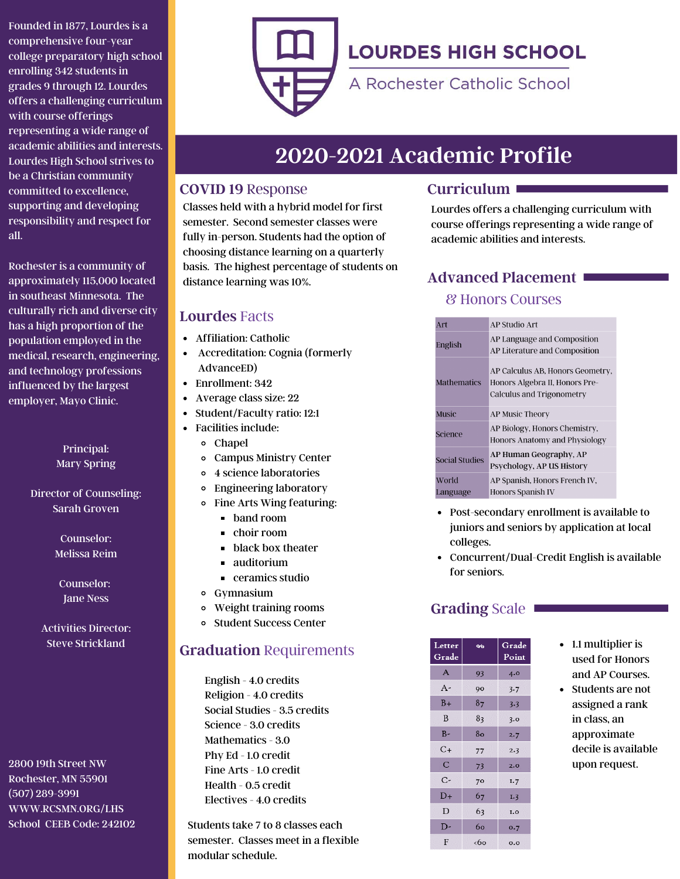# LOURDES HIGH SCHOOL

A Rochester Catholic School

Founded in 1877, Lourdes is a comprehensive four-year college preparatory high school enrolling 342 students in grades 9 through 12. Lourdes offers a challenging curriculum with course offerings representing a wide range of academic abilities and interests. Lourdes High School strives to be a Christian community committed to excellence, supporting and developing responsibility and respect for all.

Rochester is a community of approximately 115,000 located in southeast Minnesota. The culturally rich and diverse city has a high proportion of the population employed in the medical, research, engineering, and technology professions influenced by the largest employer, Mayo Clinic.

Principal:
Mary Spring

Director of Counseling:
Sarah Groven

Counselor:
Melissa Reim

Counselor:
Jane Ness

Activities Director:
Steve Strickland

2800 19th Street NW
Rochester, MN 55901
(507) 289-3991
WWW.RCSMN.ORG/LHS
School CEEB Code: 242102

## 2020-2021 Academic Profile

### COVID 19 Response

Classes held with a hybrid model for first semester. Second semester classes were fully in-person. Students had the option of choosing distance learning on a quarterly basis. The highest percentage of students on distance learning was 10%.

### Lourdes Facts

- Affiliation: Catholic
- Accreditation: Cognia (formerly AdvancED)
- Enrollment: 342
- Average class size: 22
- Student/Faculty ratio: 12:1
- Facilities include:
  - Chapel
  - Campus Ministry Center
  - 4 science laboratories
  - Engineering laboratory
  - Fine Arts Wing featuring:
    - band room
    - choir room
    - black box theater
    - auditorium
    - ceramics studio
  - Gymnasium
  - Weight training rooms
  - Student Success Center

### Graduation Requirements

English - 4.0 credits
Religion - 4.0 credits
Social Studies - 3.5 credits
Science - 3.0 credits
Mathematics - 3.0
Phy Ed - 1.0 credit
Fine Arts - 1.0 credit
Health - 0.5 credit
Electives - 4.0 credits

Students take 7 to 8 classes each semester. Classes meet in a flexible modular schedule.

### Curriculum

Lourdes offers a challenging curriculum with course offerings representing a wide range of academic abilities and interests.

### Advanced Placement & Honors Courses

| | |
|---|---|
| Art | AP Studio Art |
| English | AP Language and Composition<br>AP Literature and Composition |
| Mathematics | AP Calculus AB, Honors Geometry, Honors Algebra II, Honors Pre-Calculus and Trigonometry |
| Music | AP Music Theory |
| Science | AP Biology, Honors Chemistry, Honors Anatomy and Physiology |
| Social Studies | AP Human Geography, AP Psychology, AP US History |
| World Language | AP Spanish, Honors French IV, Honors Spanish IV |

- Post-secondary enrollment is available to juniors and seniors by application at local colleges.
- Concurrent/Dual-Credit English is available for seniors.

### Grading Scale

| Letter Grade | % | Grade Point |
|---|---|---|
| A | 93 | 4.0 |
| A- | 90 | 3.7 |
| B+ | 87 | 3.3 |
| B | 83 | 3.0 |
| B- | 80 | 2.7 |
| C+ | 77 | 2.3 |
| C | 73 | 2.0 |
| C- | 70 | 1.7 |
| D+ | 67 | 1.3 |
| D | 63 | 1.0 |
| D- | 60 | 0.7 |
| F | <60 | 0.0 |

- 1.1 multiplier is used for Honors and AP Courses.
- Students are not assigned a rank in class, an approximate decile is available upon request.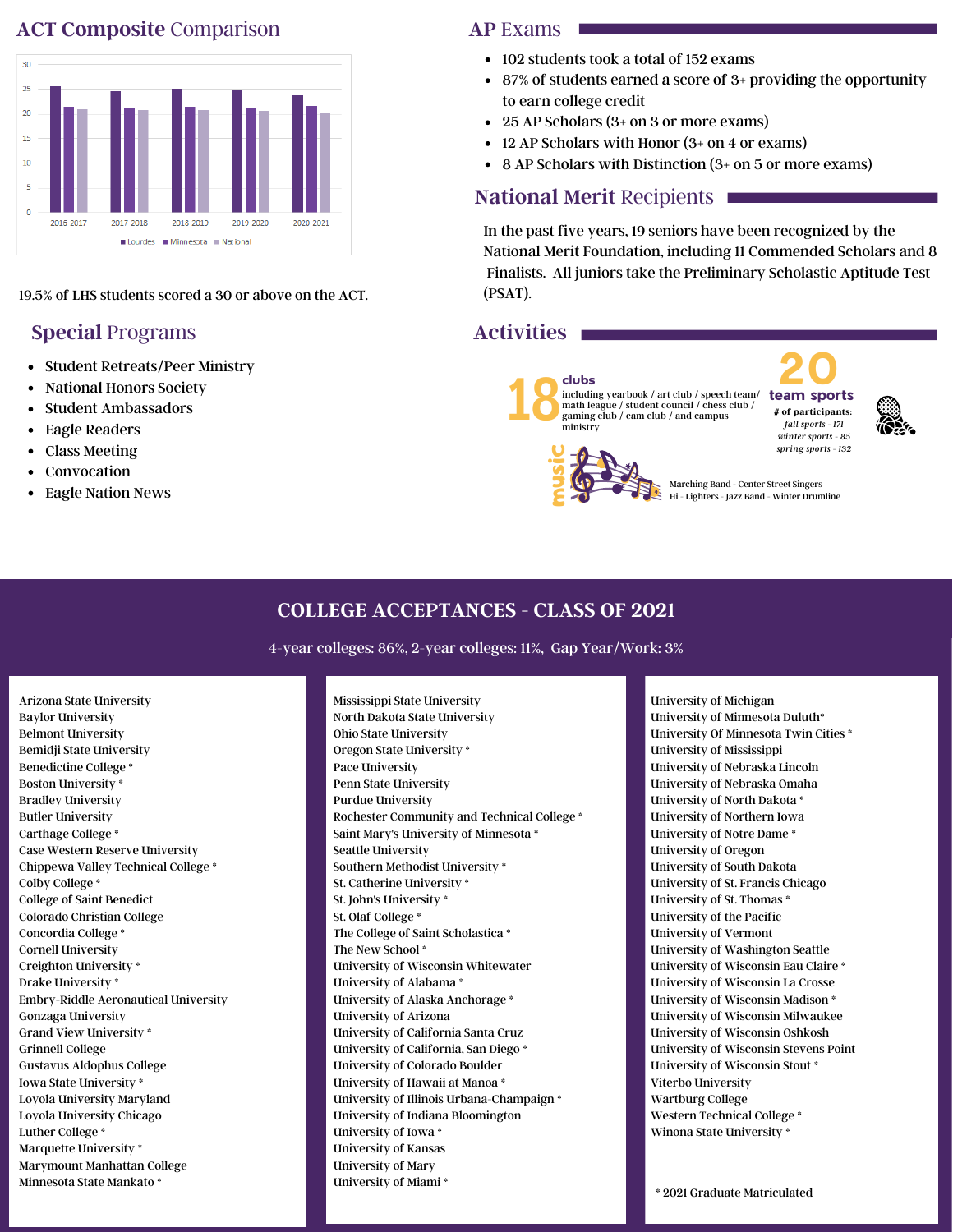## ACT Composite Comparison

30
25
20
15
10
5
0

2016-2017
2017-2018
2018-2019
2019-2020
2020-2021

Lourdes
Minnesota
National

19.5% of LHS students scored a 30 or above on the ACT.

## Special Programs

- Student Retreats/Peer Ministry
- National Honors Society
- Student Ambassadors
- Eagle Readers
- Class Meeting
- Convocation
- Eagle Nation News

## AP Exams

- 102 students took a total of 152 exams
- 87% of students earned a score of 3+ providing the opportunity to earn college credit
- 25 AP Scholars (3+ on 3 or more exams)
- 12 AP Scholars with Honor (3+ on 4 or exams)
- 8 AP Scholars with Distinction (3+ on 5 or more exams)

## National Merit Recipients

In the past five years, 19 seniors have been recognized by the National Merit Foundation, including 11 Commended Scholars and 8 Finalists. All juniors take the Preliminary Scholastic Aptitude Test (PSAT).

## Activities

**18 clubs**
including yearbook / art club / speech team/ math league / student council / chess club / gaming club / cam club / and campus ministry

**20 team sports**
**# of participants:**
*fall sports - 171*
*winter sports - 85*
*spring sports - 132*

**music**
Marching Band - Center Street Singers
Hi - Lighters - Jazz Band - Winter Drumline

## COLLEGE ACCEPTANCES - CLASS OF 2021

4-year colleges: 86%, 2-year colleges: 11%, Gap Year/Work: 3%

Arizona State University
Baylor University
Belmont University
Bemidji State University
Benedictine College *
Boston University *
Bradley University
Butler University
Carthage College *
Case Western Reserve University
Chippewa Valley Technical College *
Colby College *
College of Saint Benedict
Colorado Christian College
Concordia College *
Cornell University
Creighton University *
Drake University *
Embry-Riddle Aeronautical University
Gonzaga University
Grand View University *
Grinnell College
Gustavus Aldophus College
Iowa State University *
Loyola University Maryland
Loyola University Chicago
Luther College *
Marquette University *
Marymount Manhattan College
Minnesota State Mankato *
Mississippi State University
North Dakota State University
Ohio State University
Oregon State University *
Pace University
Penn State University
Purdue University
Rochester Community and Technical College *
Saint Mary's University of Minnesota *
Seattle University
Southern Methodist University *
St. Catherine University *
St. John's University *
St. Olaf College *
The College of Saint Scholastica *
The New School *
University of Wisconsin Whitewater
University of Alabama *
University of Alaska Anchorage *
University of Arizona
University of California Santa Cruz
University of California, San Diego *
University of Colorado Boulder
University of Hawaii at Manoa *
University of Illinois Urbana-Champaign *
University of Indiana Bloomington
University of Iowa *
University of Kansas
University of Mary
University of Miami *
University of Michigan
University of Minnesota Duluth*
University Of Minnesota Twin Cities *
University of Mississippi
University of Nebraska Lincoln
University of Nebraska Omaha
University of North Dakota *
University of Northern Iowa
University of Notre Dame *
University of Oregon
University of South Dakota
University of St. Francis Chicago
University of St. Thomas *
University of the Pacific
University of Vermont
University of Washington Seattle
University of Wisconsin Eau Claire *
University of Wisconsin La Crosse
University of Wisconsin Madison *
University of Wisconsin Milwaukee
University of Wisconsin Oshkosh
University of Wisconsin Stevens Point
University of Wisconsin Stout *
Viterbo University
Wartburg College
Western Technical College *
Winona State University *

\* 2021 Graduate Matriculated